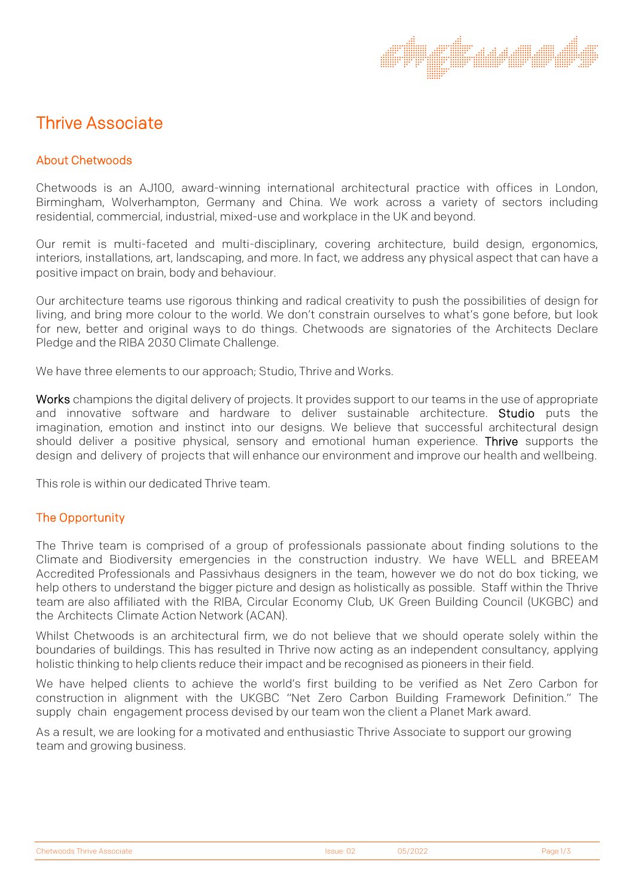# Thrive Associate

## About Chetwoods

Chetwoods is an AJ100, award-winning international architectural practice with offices in London, Birmingham, Wolverhampton, Germany and China. We work across a variety of sectors including residential, commercial, industrial, mixed-use and workplace in the UK and beyond.

Our remit is multi-faceted and multi-disciplinary, covering architecture, build design, ergonomics, interiors, installations, art, landscaping, and more. In fact, we address any physical aspect that can have a positive impact on brain, body and behaviour.

Our architecture teams use rigorous thinking and radical creativity to push the possibilities of design for living, and bring more colour to the world. We don't constrain ourselves to what's gone before, but look for new, better and original ways to do things. Chetwoods are signatories of the Architects Declare Pledge and the RIBA 2030 Climate Challenge.

We have three elements to our approach; Studio, Thrive and Works.

Works champions the digital delivery of projects. It provides support to our teams in the use of appropriate and innovative software and hardware to deliver sustainable architecture. Studio puts the imagination, emotion and instinct into our designs. We believe that successful architectural design should deliver a positive physical, sensory and emotional human experience. Thrive supports the design and delivery of projects that will enhance our environment and improve our health and wellbeing.

This role is within our dedicated Thrive team.

## The Opportunity

The Thrive team is comprised of a group of professionals passionate about finding solutions to the Climate and Biodiversity emergencies in the construction industry. We have WELL and BREEAM Accredited Professionals and Passivhaus designers in the team, however we do not do box ticking, we help others to understand the bigger picture and design as holistically as possible. Staff within the Thrive team are also affiliated with the RIBA, Circular Economy Club, UK Green Building Council (UKGBC) and the Architects Climate Action Network (ACAN).

Whilst Chetwoods is an architectural firm, we do not believe that we should operate solely within the boundaries of buildings. This has resulted in Thrive now acting as an independent consultancy, applying holistic thinking to help clients reduce their impact and be recognised as pioneers in their field.

We have helped clients to achieve the world's first building to be verified as Net Zero Carbon for construction in alignment with the UKGBC "Net Zero Carbon Building Framework Definition." The supply chain engagement process devised by our team won the client a Planet Mark award.

As a result, we are looking for a motivated and enthusiastic Thrive Associate to support our growing team and growing business.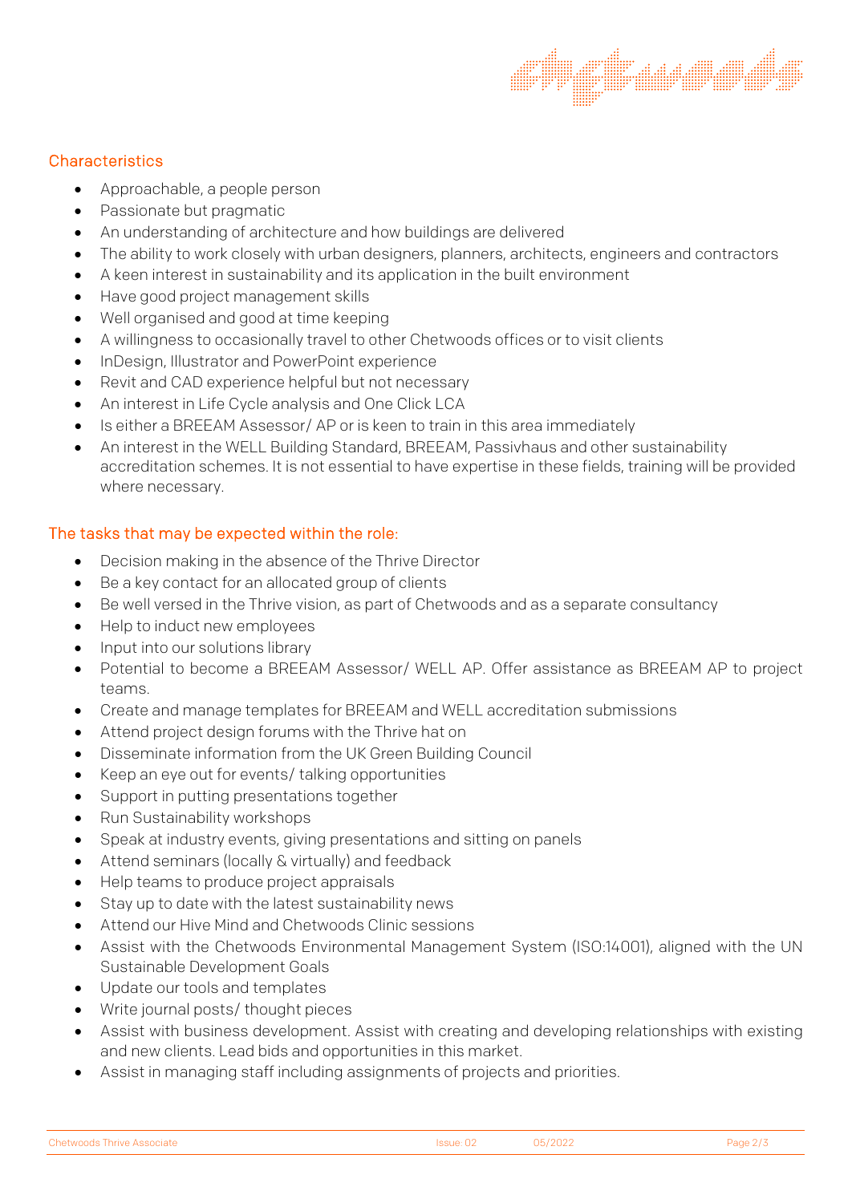## Characteristics

- Approachable, a people person
- Passionate but pragmatic
- An understanding of architecture and how buildings are delivered
- The ability to work closely with urban designers, planners, architects, engineers and contractors
- A keen interest in sustainability and its application in the built environment
- Have good project management skills
- Well organised and good at time keeping
- A willingness to occasionally travel to other Chetwoods offices or to visit clients
- InDesign, Illustrator and PowerPoint experience
- Revit and CAD experience helpful but not necessary
- An interest in Life Cycle analysis and One Click LCA
- Is either a BREEAM Assessor/ AP or is keen to train in this area immediately
- An interest in the WELL Building Standard, BREEAM, Passivhaus and other sustainability accreditation schemes. It is not essential to have expertise in these fields, training will be provided where necessary.

## The tasks that may be expected within the role:

- Decision making in the absence of the Thrive Director
- Be a key contact for an allocated group of clients
- Be well versed in the Thrive vision, as part of Chetwoods and as a separate consultancy
- Help to induct new employees
- Input into our solutions library
- Potential to become a BREEAM Assessor/ WELL AP. Offer assistance as BREEAM AP to project teams.
- Create and manage templates for BREEAM and WELL accreditation submissions
- Attend project design forums with the Thrive hat on
- Disseminate information from the UK Green Building Council
- Keep an eye out for events/ talking opportunities
- Support in putting presentations together
- Run Sustainability workshops
- Speak at industry events, giving presentations and sitting on panels
- Attend seminars (locally & virtually) and feedback
- Help teams to produce project appraisals
- Stay up to date with the latest sustainability news
- Attend our Hive Mind and Chetwoods Clinic sessions
- Assist with the Chetwoods Environmental Management System (ISO:14001), aligned with the UN Sustainable Development Goals
- Update our tools and templates
- Write journal posts/ thought pieces
- Assist with business development. Assist with creating and developing relationships with existing and new clients. Lead bids and opportunities in this market.
- Assist in managing staff including assignments of projects and priorities.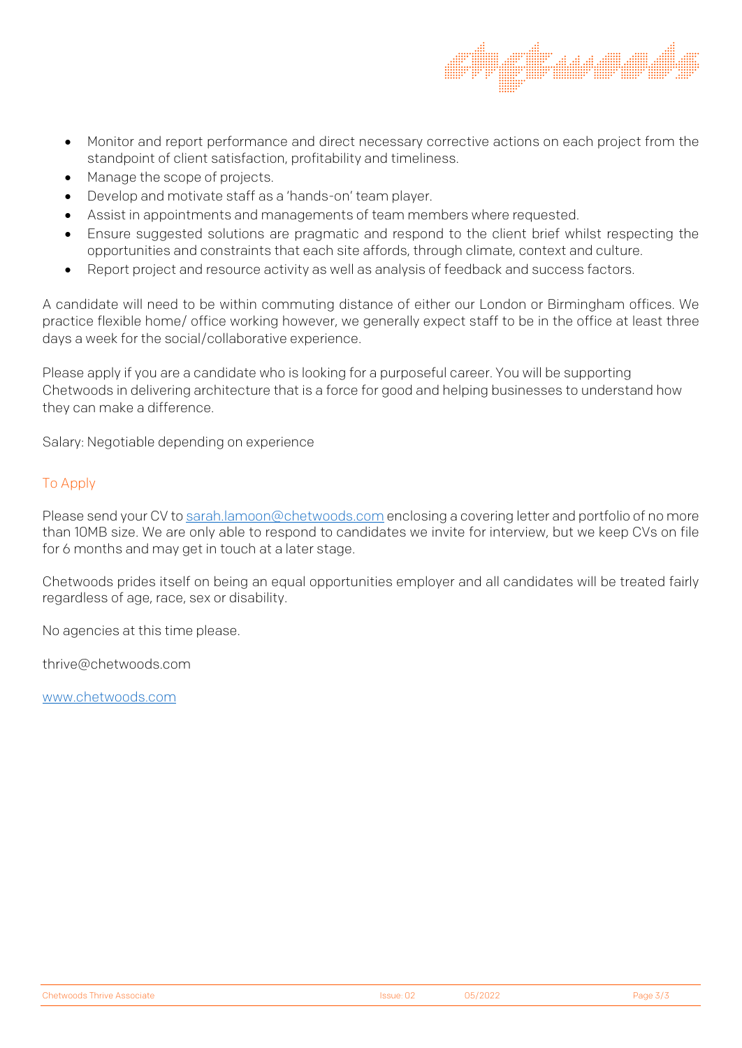- Monitor and report performance and direct necessary corrective actions on each project from the standpoint of client satisfaction, profitability and timeliness.
- Manage the scope of projects.
- Develop and motivate staff as a 'hands-on' team player.
- Assist in appointments and managements of team members where requested.
- Ensure suggested solutions are pragmatic and respond to the client brief whilst respecting the opportunities and constraints that each site affords, through climate, context and culture.
- Report project and resource activity as well as analysis of feedback and success factors.

A candidate will need to be within commuting distance of either our London or Birmingham offices. We practice flexible home/ office working however, we generally expect staff to be in the office at least three days a week for the social/collaborative experience.

Please apply if you are a candidate who is looking for a purposeful career. You will be supporting Chetwoods in delivering architecture that is a force for good and helping businesses to understand how they can make a difference.

Salary: Negotiable depending on experience

## To Apply

Please send your CV to sarah.lamoon@chetwoods.com enclosing a covering letter and portfolio of no more than 10MB size. We are only able to respond to candidates we invite for interview, but we keep CVs on file for 6 months and may get in touch at a later stage.

Chetwoods prides itself on being an equal opportunities employer and all candidates will be treated fairly regardless of age, race, sex or disability.

No agencies at this time please.

thrive@chetwoods.com

www.chetwoods.com